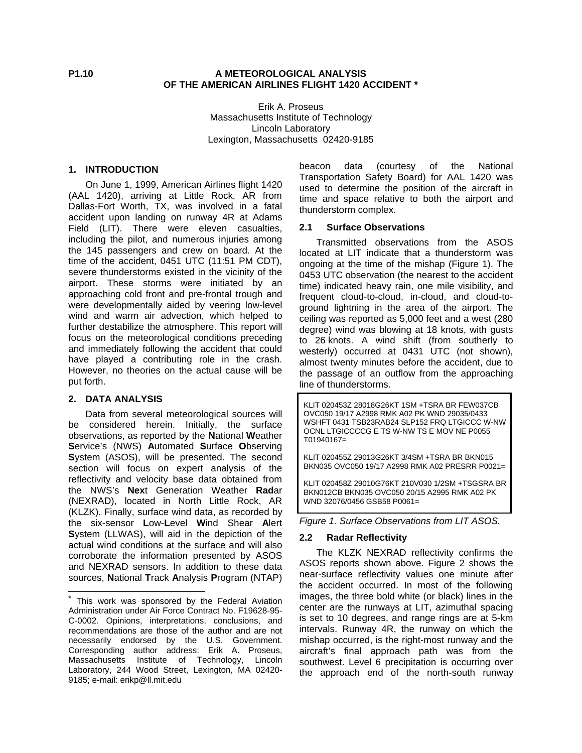**P1.10**

# A METEOROLOGICAL ANALYSIS OF THE AMERICAN AIRLINES FLIGHT 1420 ACCIDENT *

Erik A. Proseus
Massachusetts Institute of Technology
Lincoln Laboratory
Lexington, Massachusetts 02420-9185

## 1. INTRODUCTION

On June 1, 1999, American Airlines flight 1420 (AAL 1420), arriving at Little Rock, AR from Dallas-Fort Worth, TX, was involved in a fatal accident upon landing on runway 4R at Adams Field (LIT). There were eleven casualties, including the pilot, and numerous injuries among the 145 passengers and crew on board. At the time of the accident, 0451 UTC (11:51 PM CDT), severe thunderstorms existed in the vicinity of the airport. These storms were initiated by an approaching cold front and pre-frontal trough and were developmentally aided by veering low-level wind and warm air advection, which helped to further destabilize the atmosphere. This report will focus on the meteorological conditions preceding and immediately following the accident that could have played a contributing role in the crash. However, no theories on the actual cause will be put forth.

## 2. DATA ANALYSIS

Data from several meteorological sources will be considered herein. Initially, the surface observations, as reported by the **N**ational **W**eather **S**ervice's (NWS) **A**utomated **S**urface **O**bserving **S**ystem (ASOS), will be presented. The second section will focus on expert analysis of the reflectivity and velocity base data obtained from the NWS's **Nex**t Generation Weather **Rad**ar (NEXRAD), located in North Little Rock, AR (KLZK). Finally, surface wind data, as recorded by the six-sensor **L**ow-**L**evel **W**ind Shear **A**lert **S**ystem (LLWAS), will aid in the depiction of the actual wind conditions at the surface and will also corroborate the information presented by ASOS and NEXRAD sensors. In addition to these data sources, **N**ational **T**rack **A**nalysis **P**rogram (NTAP) beacon data (courtesy of the National Transportation Safety Board) for AAL 1420 was used to determine the position of the aircraft in time and space relative to both the airport and thunderstorm complex.

### 2.1 Surface Observations

Transmitted observations from the ASOS located at LIT indicate that a thunderstorm was ongoing at the time of the mishap (Figure 1). The 0453 UTC observation (the nearest to the accident time) indicated heavy rain, one mile visibility, and frequent cloud-to-cloud, in-cloud, and cloud-to-ground lightning in the area of the airport. The ceiling was reported as 5,000 feet and a west (280 degree) wind was blowing at 18 knots, with gusts to 26 knots. A wind shift (from southerly to westerly) occurred at 0431 UTC (not shown), almost twenty minutes before the accident, due to the passage of an outflow from the approaching line of thunderstorms.

```
KLIT 020453Z 28018G26KT 1SM +TSRA BR FEW037CB
OVC050 19/17 A2998 RMK A02 PK WND 29035/0433
WSHFT 0431 TSB23RAB24 SLP152 FRQ LTGICCC W-NW
OCNL LTGICCCCG E TS W-NW TS E MOV NE P0055
T01940167=

KLIT 020455Z 29013G26KT 3/4SM +TSRA BR BKN015
BKN035 OVC050 19/17 A2998 RMK A02 PRESRR P0021=

KLIT 020458Z 29010G76KT 210V030 1/2SM +TSGSRA BR
BKN012CB BKN035 OVC050 20/15 A2995 RMK A02 PK
WND 32076/0456 GSB58 P0061=
```

*Figure 1. Surface Observations from LIT ASOS.*

### 2.2 Radar Reflectivity

The KLZK NEXRAD reflectivity confirms the ASOS reports shown above. Figure 2 shows the near-surface reflectivity values one minute after the accident occurred. In most of the following images, the three bold white (or black) lines in the center are the runways at LIT, azimuthal spacing is set to 10 degrees, and range rings are at 5-km intervals. Runway 4R, the runway on which the mishap occurred, is the right-most runway and the aircraft's final approach path was from the southwest. Level 6 precipitation is occurring over the approach end of the north-south runway

---

* This work was sponsored by the Federal Aviation Administration under Air Force Contract No. F19628-95-C-0002. Opinions, interpretations, conclusions, and recommendations are those of the author and are not necessarily endorsed by the U.S. Government. Corresponding author address: Erik A. Proseus, Massachusetts Institute of Technology, Lincoln Laboratory, 244 Wood Street, Lexington, MA 02420-9185; e-mail: erikp@ll.mit.edu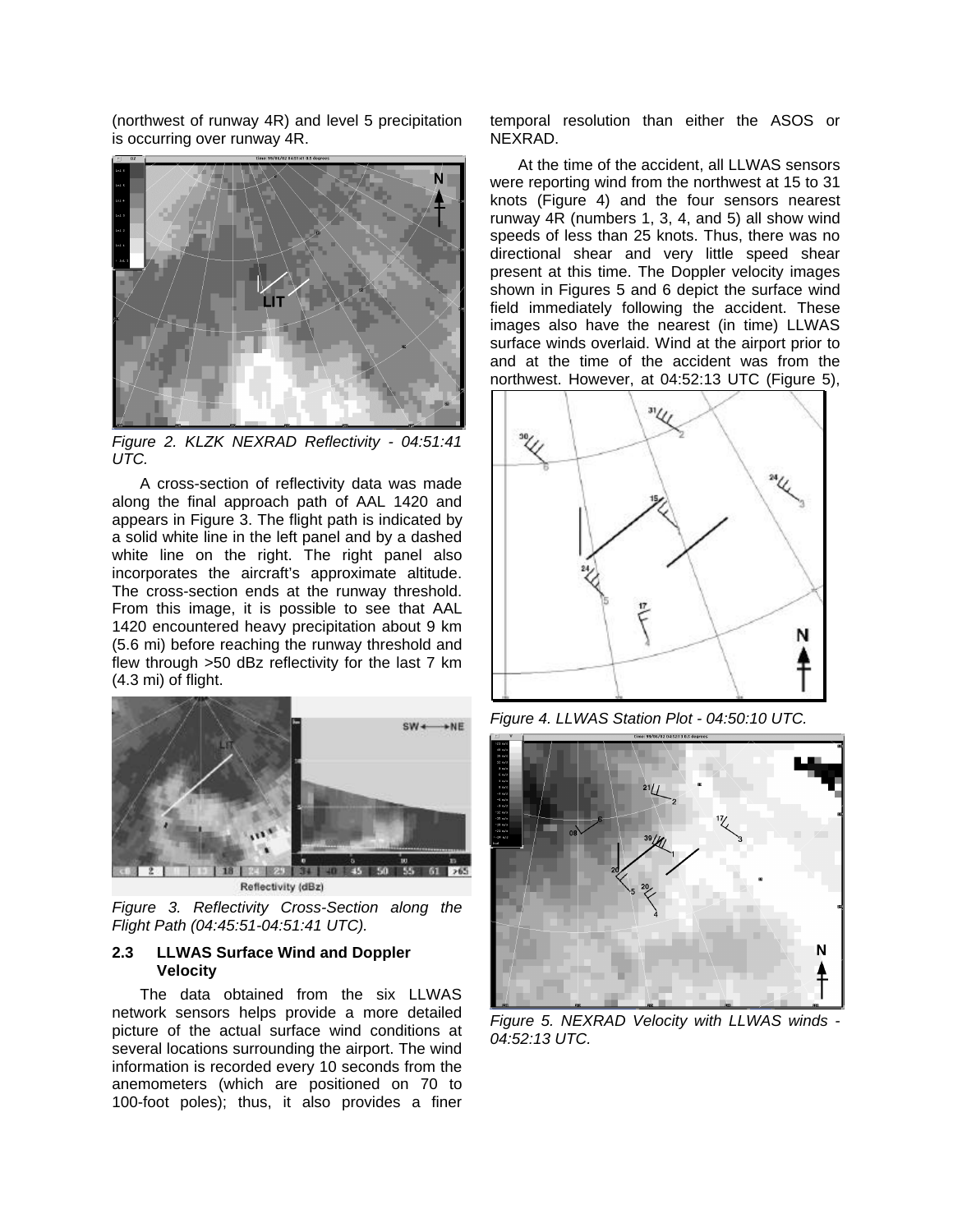(northwest of runway 4R) and level 5 precipitation is occurring over runway 4R.

Figure 2. KLZK NEXRAD Reflectivity - 04:51:41 UTC.

A cross-section of reflectivity data was made along the final approach path of AAL 1420 and appears in Figure 3. The flight path is indicated by a solid white line in the left panel and by a dashed white line on the right. The right panel also incorporates the aircraft's approximate altitude. The cross-section ends at the runway threshold. From this image, it is possible to see that AAL 1420 encountered heavy precipitation about 9 km (5.6 mi) before reaching the runway threshold and flew through >50 dBz reflectivity for the last 7 km (4.3 mi) of flight.

Figure 3. Reflectivity Cross-Section along the Flight Path (04:45:51-04:51:41 UTC).

### 2.3 LLWAS Surface Wind and Doppler Velocity

The data obtained from the six LLWAS network sensors helps provide a more detailed picture of the actual surface wind conditions at several locations surrounding the airport. The wind information is recorded every 10 seconds from the anemometers (which are positioned on 70 to 100-foot poles); thus, it also provides a finer temporal resolution than either the ASOS or NEXRAD.

At the time of the accident, all LLWAS sensors were reporting wind from the northwest at 15 to 31 knots (Figure 4) and the four sensors nearest runway 4R (numbers 1, 3, 4, and 5) all show wind speeds of less than 25 knots. Thus, there was no directional shear and very little speed shear present at this time. The Doppler velocity images shown in Figures 5 and 6 depict the surface wind field immediately following the accident. These images also have the nearest (in time) LLWAS surface winds overlaid. Wind at the airport prior to and at the time of the accident was from the northwest. However, at 04:52:13 UTC (Figure 5),

Figure 4. LLWAS Station Plot - 04:50:10 UTC.

Figure 5. NEXRAD Velocity with LLWAS winds - 04:52:13 UTC.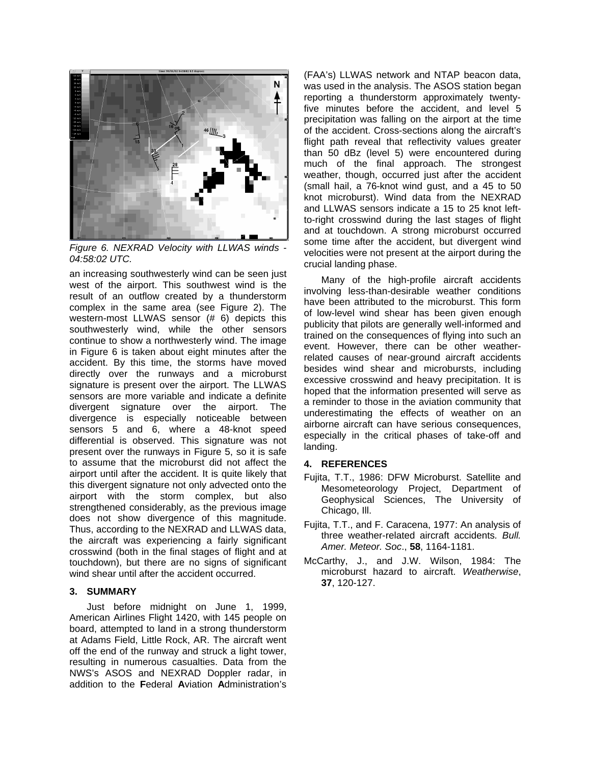*Figure 6. NEXRAD Velocity with LLWAS winds - 04:58:02 UTC.*

an increasing southwesterly wind can be seen just west of the airport. This southwest wind is the result of an outflow created by a thunderstorm complex in the same area (see Figure 2). The western-most LLWAS sensor (# 6) depicts this southwesterly wind, while the other sensors continue to show a northwesterly wind. The image in Figure 6 is taken about eight minutes after the accident. By this time, the storms have moved directly over the runways and a microburst signature is present over the airport. The LLWAS sensors are more variable and indicate a definite divergent signature over the airport. The divergence is especially noticeable between sensors 5 and 6, where a 48-knot speed differential is observed. This signature was not present over the runways in Figure 5, so it is safe to assume that the microburst did not affect the airport until after the accident. It is quite likely that this divergent signature not only advected onto the airport with the storm complex, but also strengthened considerably, as the previous image does not show divergence of this magnitude. Thus, according to the NEXRAD and LLWAS data, the aircraft was experiencing a fairly significant crosswind (both in the final stages of flight and at touchdown), but there are no signs of significant wind shear until after the accident occurred.

## 3. SUMMARY

Just before midnight on June 1, 1999, American Airlines Flight 1420, with 145 people on board, attempted to land in a strong thunderstorm at Adams Field, Little Rock, AR. The aircraft went off the end of the runway and struck a light tower, resulting in numerous casualties. Data from the NWS's ASOS and NEXRAD Doppler radar, in addition to the **F**ederal **A**viation **A**dministration's (FAA's) LLWAS network and NTAP beacon data, was used in the analysis. The ASOS station began reporting a thunderstorm approximately twenty-five minutes before the accident, and level 5 precipitation was falling on the airport at the time of the accident. Cross-sections along the aircraft's flight path reveal that reflectivity values greater than 50 dBz (level 5) were encountered during much of the final approach. The strongest weather, though, occurred just after the accident (small hail, a 76-knot wind gust, and a 45 to 50 knot microburst). Wind data from the NEXRAD and LLWAS sensors indicate a 15 to 25 knot left-to-right crosswind during the last stages of flight and at touchdown. A strong microburst occurred some time after the accident, but divergent wind velocities were not present at the airport during the crucial landing phase.

Many of the high-profile aircraft accidents involving less-than-desirable weather conditions have been attributed to the microburst. This form of low-level wind shear has been given enough publicity that pilots are generally well-informed and trained on the consequences of flying into such an event. However, there can be other weather-related causes of near-ground aircraft accidents besides wind shear and microbursts, including excessive crosswind and heavy precipitation. It is hoped that the information presented will serve as a reminder to those in the aviation community that underestimating the effects of weather on an airborne aircraft can have serious consequences, especially in the critical phases of take-off and landing.

## 4. REFERENCES

Fujita, T.T., 1986: DFW Microburst. Satellite and Mesometeorology Project, Department of Geophysical Sciences, The University of Chicago, Ill.

Fujita, T.T., and F. Caracena, 1977: An analysis of three weather-related aircraft accidents. *Bull. Amer. Meteor. Soc*., **58**, 1164-1181.

McCarthy, J., and J.W. Wilson, 1984: The microburst hazard to aircraft. *Weatherwise*, **37**, 120-127.